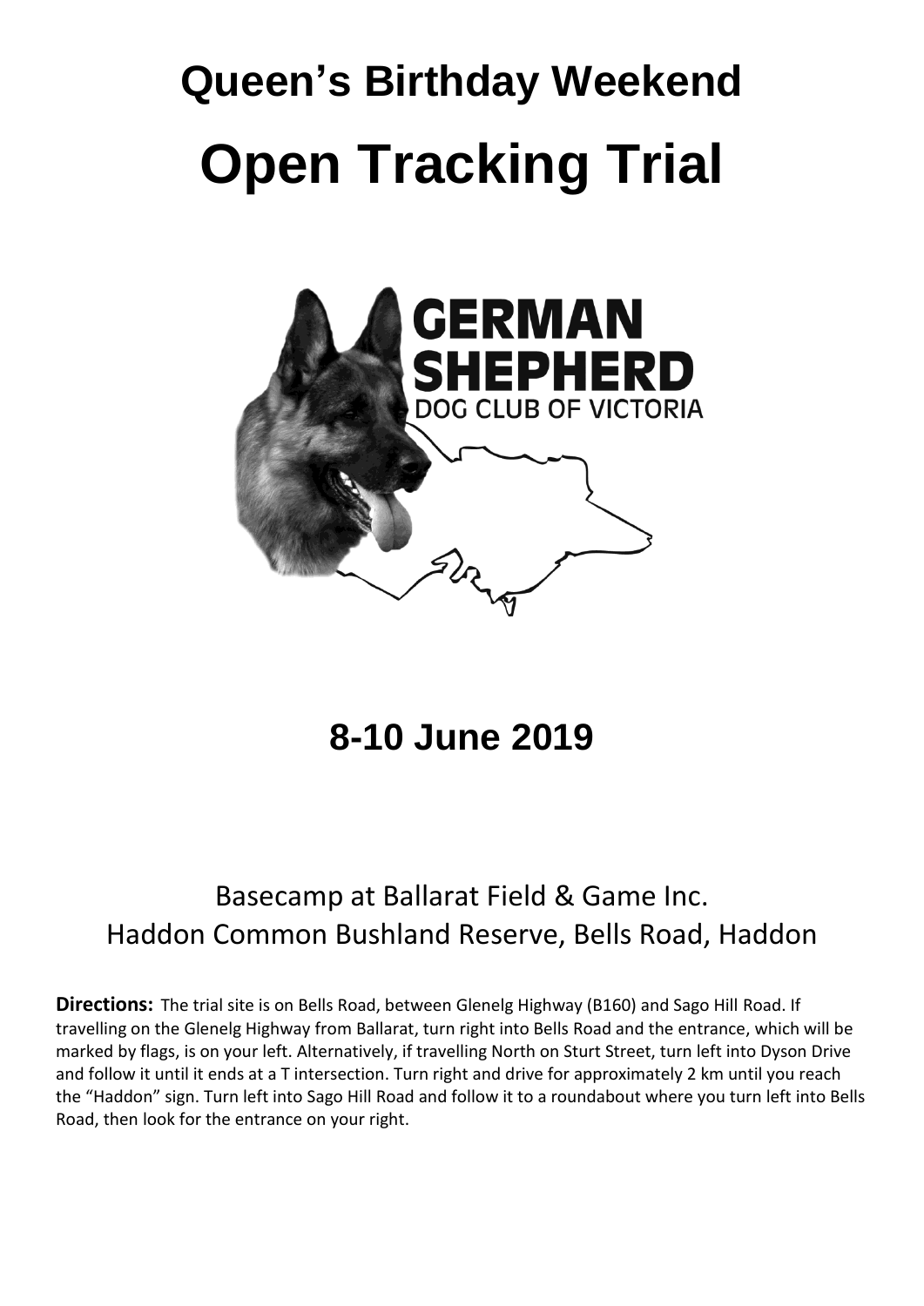# Queen's Birthday Weekend

# Open Tracking Trial

GERMAN SHEPHERD DOG CLUB OF VICTORIA

## 8-10 June 2019

Basecamp at Ballarat Field & Game Inc.
Haddon Common Bushland Reserve, Bells Road, Haddon

**Directions:** The trial site is on Bells Road, between Glenelg Highway (B160) and Sago Hill Road. If travelling on the Glenelg Highway from Ballarat, turn right into Bells Road and the entrance, which will be marked by flags, is on your left. Alternatively, if travelling North on Sturt Street, turn left into Dyson Drive and follow it until it ends at a T intersection. Turn right and drive for approximately 2 km until you reach the "Haddon" sign. Turn left into Sago Hill Road and follow it to a roundabout where you turn left into Bells Road, then look for the entrance on your right.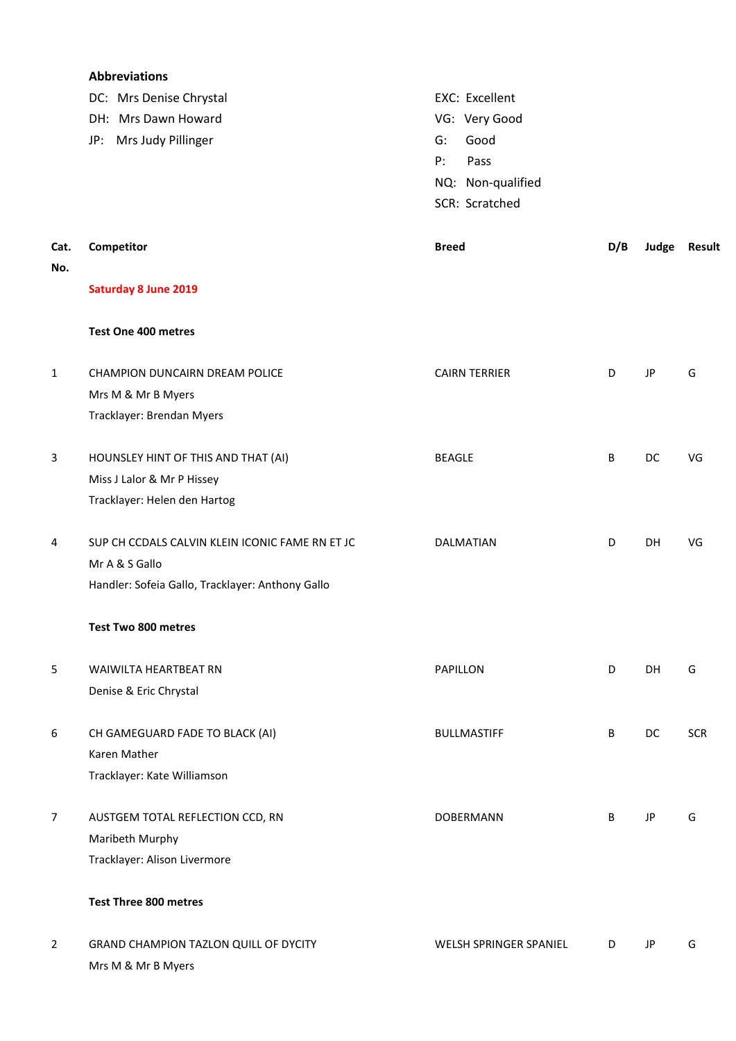**Abbreviations**

DC: Mrs Denise Chrystal
DH: Mrs Dawn Howard
JP: Mrs Judy Pillinger

EXC: Excellent
VG: Very Good
G: Good
P: Pass
NQ: Non-qualified
SCR: Scratched

| Cat. No. | Competitor | Breed | D/B | Judge | Result |
|---|---|---|---|---|---|
| | **Saturday 8 June 2019** | | | | |
| | **Test One 400 metres** | | | | |
| 1 | CHAMPION DUNCAIRN DREAM POLICE<br>Mrs M & Mr B Myers<br>Tracklayer: Brendan Myers | CAIRN TERRIER | D | JP | G |
| 3 | HOUNSLEY HINT OF THIS AND THAT (AI)<br>Miss J Lalor & Mr P Hissey<br>Tracklayer: Helen den Hartog | BEAGLE | B | DC | VG |
| 4 | SUP CH CCDALS CALVIN KLEIN ICONIC FAME RN ET JC<br>Mr A & S Gallo<br>Handler: Sofeia Gallo, Tracklayer: Anthony Gallo | DALMATIAN | D | DH | VG |
| | **Test Two 800 metres** | | | | |
| 5 | WAIWILTA HEARTBEAT RN<br>Denise & Eric Chrystal | PAPILLON | D | DH | G |
| 6 | CH GAMEGUARD FADE TO BLACK (AI)<br>Karen Mather<br>Tracklayer: Kate Williamson | BULLMASTIFF | B | DC | SCR |
| 7 | AUSTGEM TOTAL REFLECTION CCD, RN<br>Maribeth Murphy<br>Tracklayer: Alison Livermore | DOBERMANN | B | JP | G |
| | **Test Three 800 metres** | | | | |
| 2 | GRAND CHAMPION TAZLON QUILL OF DYCITY<br>Mrs M & Mr B Myers | WELSH SPRINGER SPANIEL | D | JP | G |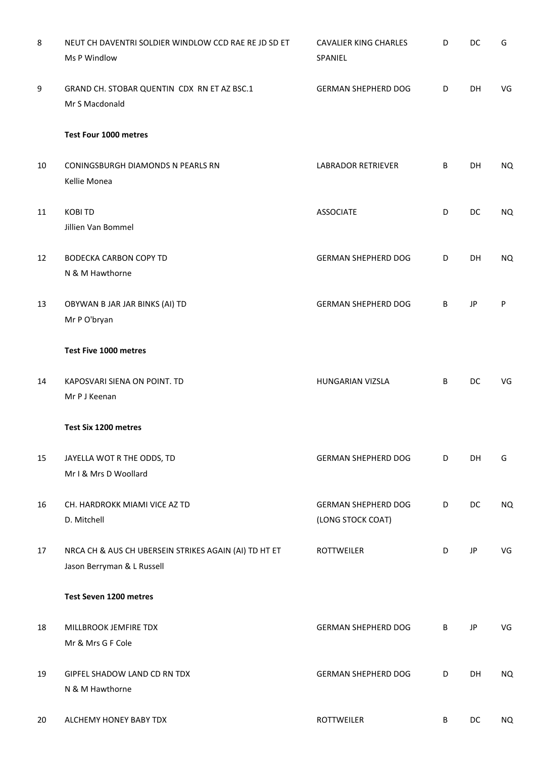| | | | | | |
|---|---|---|---|---|---|
| 8 | NEUT CH DAVENTRI SOLDIER WINDLOW CCD RAE RE JD SD ET<br>Ms P Windlow | CAVALIER KING CHARLES SPANIEL | D | DC | G |
| 9 | GRAND CH. STOBAR QUENTIN CDX RN ET AZ BSC.1<br>Mr S Macdonald | GERMAN SHEPHERD DOG | D | DH | VG |
| | **Test Four 1000 metres** | | | | |
| 10 | CONINGSBURGH DIAMONDS N PEARLS RN<br>Kellie Monea | LABRADOR RETRIEVER | B | DH | NQ |
| 11 | KOBI TD<br>Jillien Van Bommel | ASSOCIATE | D | DC | NQ |
| 12 | BODECKA CARBON COPY TD<br>N & M Hawthorne | GERMAN SHEPHERD DOG | D | DH | NQ |
| 13 | OBYWAN B JAR JAR BINKS (AI) TD<br>Mr P O'bryan | GERMAN SHEPHERD DOG | B | JP | P |
| | **Test Five 1000 metres** | | | | |
| 14 | KAPOSVARI SIENA ON POINT. TD<br>Mr P J Keenan | HUNGARIAN VIZSLA | B | DC | VG |
| | **Test Six 1200 metres** | | | | |
| 15 | JAYELLA WOT R THE ODDS, TD<br>Mr I & Mrs D Woollard | GERMAN SHEPHERD DOG | D | DH | G |
| 16 | CH. HARDROKK MIAMI VICE AZ TD<br>D. Mitchell | GERMAN SHEPHERD DOG (LONG STOCK COAT) | D | DC | NQ |
| 17 | NRCA CH & AUS CH UBERSEIN STRIKES AGAIN (AI) TD HT ET<br>Jason Berryman & L Russell | ROTTWEILER | D | JP | VG |
| | **Test Seven 1200 metres** | | | | |
| 18 | MILLBROOK JEMFIRE TDX<br>Mr & Mrs G F Cole | GERMAN SHEPHERD DOG | B | JP | VG |
| 19 | GIPFEL SHADOW LAND CD RN TDX<br>N & M Hawthorne | GERMAN SHEPHERD DOG | D | DH | NQ |
| 20 | ALCHEMY HONEY BABY TDX | ROTTWEILER | B | DC | NQ |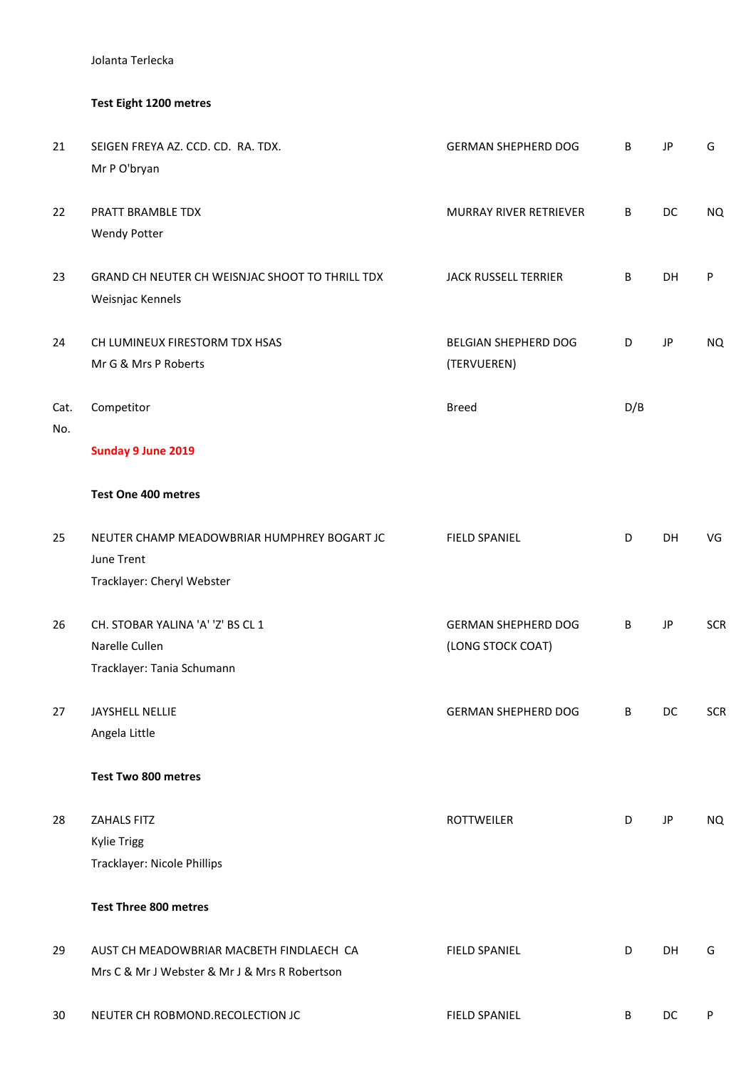Jolanta Terlecka

**Test Eight 1200 metres**

| Cat. No. | Competitor | Breed | D/B | | |
|---|---|---|---|---|---|
| 21 | SEIGEN FREYA AZ. CCD. CD. RA. TDX.<br>Mr P O'bryan | GERMAN SHEPHERD DOG | B | JP | G |
| 22 | PRATT BRAMBLE TDX<br>Wendy Potter | MURRAY RIVER RETRIEVER | B | DC | NQ |
| 23 | GRAND CH NEUTER CH WEISNJAC SHOOT TO THRILL TDX<br>Weisnjac Kennels | JACK RUSSELL TERRIER | B | DH | P |
| 24 | CH LUMINEUX FIRESTORM TDX HSAS<br>Mr G & Mrs P Roberts | BELGIAN SHEPHERD DOG (TERVUEREN) | D | JP | NQ |

**Sunday 9 June 2019**

**Test One 400 metres**

| Cat. No. | Competitor | Breed | D/B | | |
|---|---|---|---|---|---|
| 25 | NEUTER CHAMP MEADOWBRIAR HUMPHREY BOGART JC<br>June Trent<br>Tracklayer: Cheryl Webster | FIELD SPANIEL | D | DH | VG |
| 26 | CH. STOBAR YALINA 'A' 'Z' BS CL 1<br>Narelle Cullen<br>Tracklayer: Tania Schumann | GERMAN SHEPHERD DOG (LONG STOCK COAT) | B | JP | SCR |
| 27 | JAYSHELL NELLIE<br>Angela Little | GERMAN SHEPHERD DOG | B | DC | SCR |

**Test Two 800 metres**

| Cat. No. | Competitor | Breed | D/B | | |
|---|---|---|---|---|---|
| 28 | ZAHALS FITZ<br>Kylie Trigg<br>Tracklayer: Nicole Phillips | ROTTWEILER | D | JP | NQ |

**Test Three 800 metres**

| Cat. No. | Competitor | Breed | D/B | | |
|---|---|---|---|---|---|
| 29 | AUST CH MEADOWBRIAR MACBETH FINDLAECH CA<br>Mrs C & Mr J Webster & Mr J & Mrs R Robertson | FIELD SPANIEL | D | DH | G |
| 30 | NEUTER CH ROBMOND.RECOLECTION JC | FIELD SPANIEL | B | DC | P |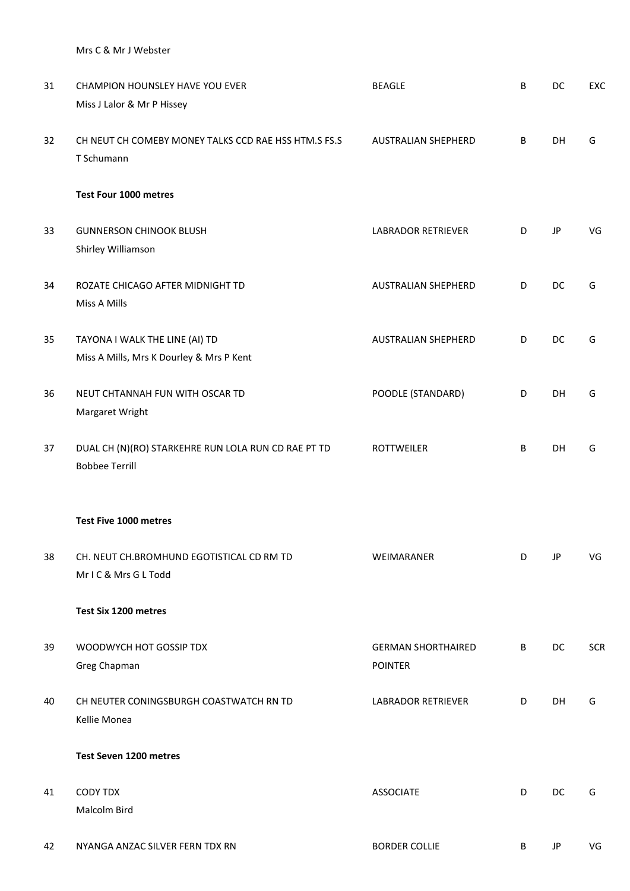Mrs C & Mr J Webster

| | | | | | |
|---|---|---|---|---|---|
| 31 | CHAMPION HOUNSLEY HAVE YOU EVER<br>Miss J Lalor & Mr P Hissey | BEAGLE | B | DC | EXC |
| 32 | CH NEUT CH COMEBY MONEY TALKS CCD RAE HSS HTM.S FS.S<br>T Schumann | AUSTRALIAN SHEPHERD | B | DH | G |

**Test Four 1000 metres**

| | | | | | |
|---|---|---|---|---|---|
| 33 | GUNNERSON CHINOOK BLUSH<br>Shirley Williamson | LABRADOR RETRIEVER | D | JP | VG |
| 34 | ROZATE CHICAGO AFTER MIDNIGHT TD<br>Miss A Mills | AUSTRALIAN SHEPHERD | D | DC | G |
| 35 | TAYONA I WALK THE LINE (AI) TD<br>Miss A Mills, Mrs K Dourley & Mrs P Kent | AUSTRALIAN SHEPHERD | D | DC | G |
| 36 | NEUT CHTANNAH FUN WITH OSCAR TD<br>Margaret Wright | POODLE (STANDARD) | D | DH | G |
| 37 | DUAL CH (N)(RO) STARKEHRE RUN LOLA RUN CD RAE PT TD<br>Bobbee Terrill | ROTTWEILER | B | DH | G |

**Test Five 1000 metres**

| | | | | | |
|---|---|---|---|---|---|
| 38 | CH. NEUT CH.BROMHUND EGOTISTICAL CD RM TD<br>Mr I C & Mrs G L Todd | WEIMARANER | D | JP | VG |

**Test Six 1200 metres**

| | | | | | |
|---|---|---|---|---|---|
| 39 | WOODWYCH HOT GOSSIP TDX<br>Greg Chapman | GERMAN SHORTHAIRED POINTER | B | DC | SCR |
| 40 | CH NEUTER CONINGSBURGH COASTWATCH RN TD<br>Kellie Monea | LABRADOR RETRIEVER | D | DH | G |

**Test Seven 1200 metres**

| | | | | | |
|---|---|---|---|---|---|
| 41 | CODY TDX<br>Malcolm Bird | ASSOCIATE | D | DC | G |
| 42 | NYANGA ANZAC SILVER FERN TDX RN | BORDER COLLIE | B | JP | VG |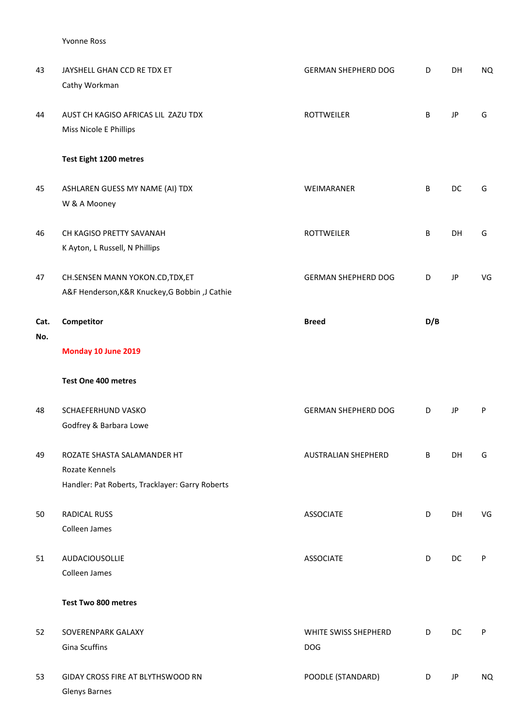Yvonne Ross

| Cat. No. | Competitor | Breed | D/B | | |
|---|---|---|---|---|---|
| 43 | JAYSHELL GHAN CCD RE TDX ET<br>Cathy Workman | GERMAN SHEPHERD DOG | D | DH | NQ |
| 44 | AUST CH KAGISO AFRICAS LIL ZAZU TDX<br>Miss Nicole E Phillips | ROTTWEILER | B | JP | G |
| | **Test Eight 1200 metres** | | | | |
| 45 | ASHLAREN GUESS MY NAME (AI) TDX<br>W & A Mooney | WEIMARANER | B | DC | G |
| 46 | CH KAGISO PRETTY SAVANAH<br>K Ayton, L Russell, N Phillips | ROTTWEILER | B | DH | G |
| 47 | CH.SENSEN MANN YOKON.CD,TDX,ET<br>A&F Henderson,K&R Knuckey,G Bobbin ,J Cathie | GERMAN SHEPHERD DOG | D | JP | VG |

| Cat. No. | Competitor | Breed | D/B | | |
|---|---|---|---|---|---|
| | **Monday 10 June 2019** | | | | |
| | **Test One 400 metres** | | | | |
| 48 | SCHAEFERHUND VASKO<br>Godfrey & Barbara Lowe | GERMAN SHEPHERD DOG | D | JP | P |
| 49 | ROZATE SHASTA SALAMANDER HT<br>Rozate Kennels<br>Handler: Pat Roberts, Tracklayer: Garry Roberts | AUSTRALIAN SHEPHERD | B | DH | G |
| 50 | RADICAL RUSS<br>Colleen James | ASSOCIATE | D | DH | VG |
| 51 | AUDACIOUSOLLIE<br>Colleen James | ASSOCIATE | D | DC | P |
| | **Test Two 800 metres** | | | | |
| 52 | SOVERENPARK GALAXY<br>Gina Scuffins | WHITE SWISS SHEPHERD DOG | D | DC | P |
| 53 | GIDAY CROSS FIRE AT BLYTHSWOOD RN<br>Glenys Barnes | POODLE (STANDARD) | D | JP | NQ |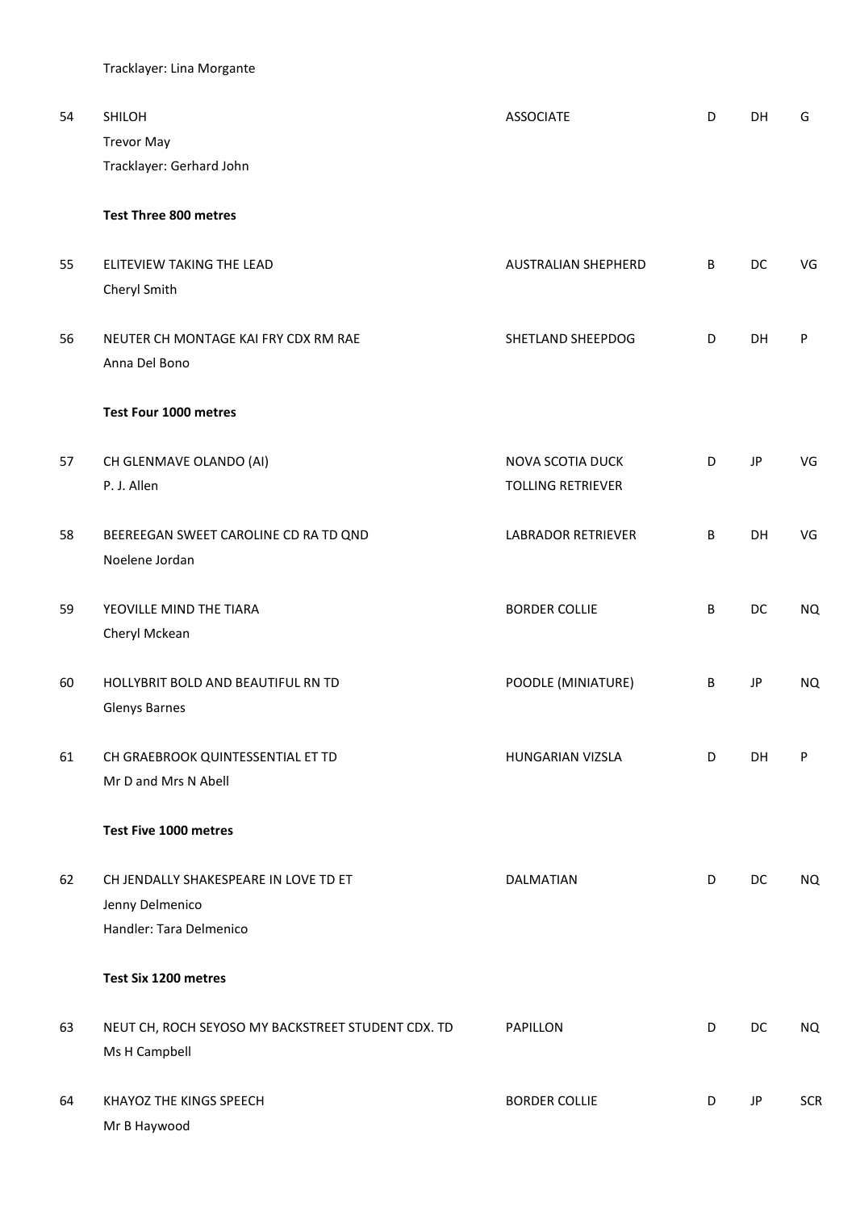Tracklayer: Lina Morgante

| | | | | | |
|---|---|---|---|---|---|
| 54 | SHILOH<br>Trevor May<br>Tracklayer: Gerhard John | ASSOCIATE | D | DH | G |

**Test Three 800 metres**

| | | | | | |
|---|---|---|---|---|---|
| 55 | ELITEVIEW TAKING THE LEAD<br>Cheryl Smith | AUSTRALIAN SHEPHERD | B | DC | VG |
| 56 | NEUTER CH MONTAGE KAI FRY CDX RM RAE<br>Anna Del Bono | SHETLAND SHEEPDOG | D | DH | P |

**Test Four 1000 metres**

| | | | | | |
|---|---|---|---|---|---|
| 57 | CH GLENMAVE OLANDO (AI)<br>P. J. Allen | NOVA SCOTIA DUCK TOLLING RETRIEVER | D | JP | VG |
| 58 | BEEREEGAN SWEET CAROLINE CD RA TD QND<br>Noelene Jordan | LABRADOR RETRIEVER | B | DH | VG |
| 59 | YEOVILLE MIND THE TIARA<br>Cheryl Mckean | BORDER COLLIE | B | DC | NQ |
| 60 | HOLLYBRIT BOLD AND BEAUTIFUL RN TD<br>Glenys Barnes | POODLE (MINIATURE) | B | JP | NQ |
| 61 | CH GRAEBROOK QUINTESSENTIAL ET TD<br>Mr D and Mrs N Abell | HUNGARIAN VIZSLA | D | DH | P |

**Test Five 1000 metres**

| | | | | | |
|---|---|---|---|---|---|
| 62 | CH JENDALLY SHAKESPEARE IN LOVE TD ET<br>Jenny Delmenico<br>Handler: Tara Delmenico | DALMATIAN | D | DC | NQ |

**Test Six 1200 metres**

| | | | | | |
|---|---|---|---|---|---|
| 63 | NEUT CH, ROCH SEYOSO MY BACKSTREET STUDENT CDX. TD<br>Ms H Campbell | PAPILLON | D | DC | NQ |
| 64 | KHAYOZ THE KINGS SPEECH<br>Mr B Haywood | BORDER COLLIE | D | JP | SCR |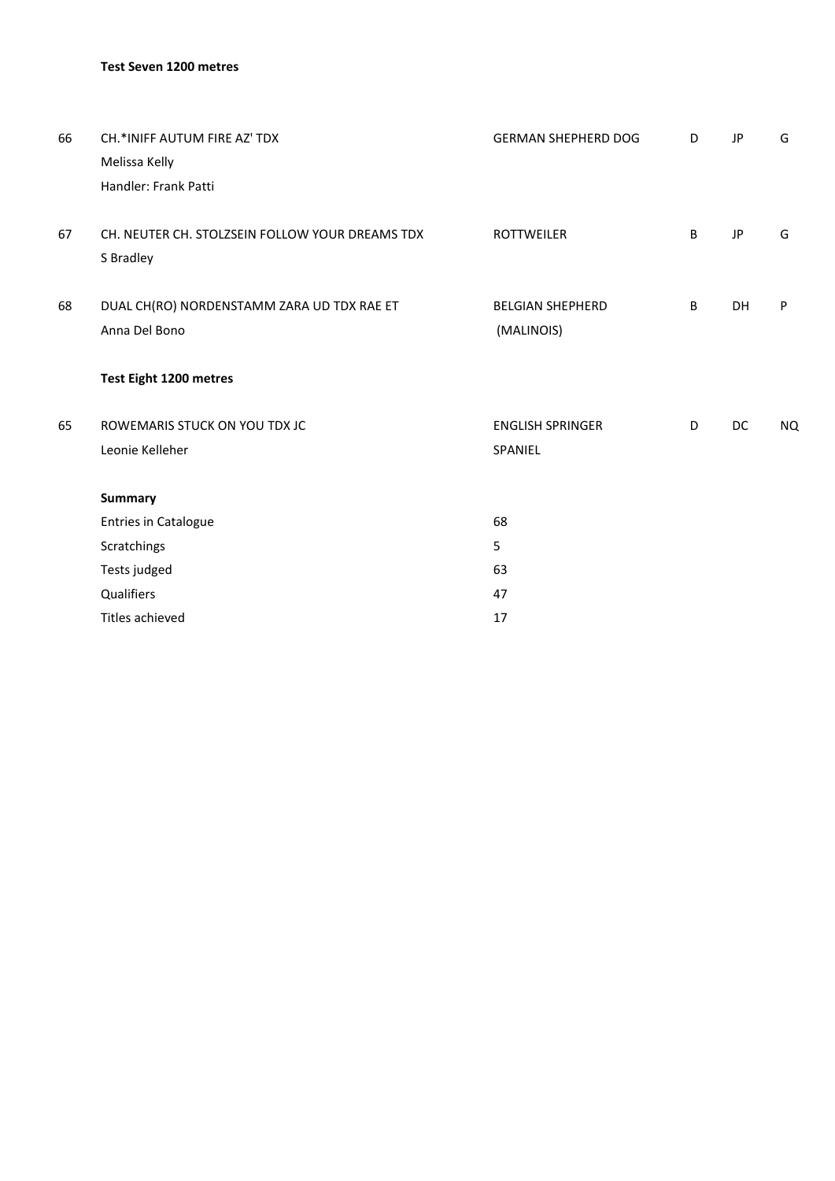**Test Seven 1200 metres**

| | | | | | |
|---|---|---|---|---|---|
| 66 | CH.*INIFF AUTUM FIRE AZ' TDX<br>Melissa Kelly<br>Handler: Frank Patti | GERMAN SHEPHERD DOG | D | JP | G |
| 67 | CH. NEUTER CH. STOLZSEIN FOLLOW YOUR DREAMS TDX<br>S Bradley | ROTTWEILER | B | JP | G |
| 68 | DUAL CH(RO) NORDENSTAMM ZARA UD TDX RAE ET<br>Anna Del Bono | BELGIAN SHEPHERD<br>(MALINOIS) | B | DH | P |

**Test Eight 1200 metres**

| | | | | | |
|---|---|---|---|---|---|
| 65 | ROWEMARIS STUCK ON YOU TDX JC<br>Leonie Kelleher | ENGLISH SPRINGER<br>SPANIEL | D | DC | NQ |

**Summary**

| | |
|---|---|
| Entries in Catalogue | 68 |
| Scratchings | 5 |
| Tests judged | 63 |
| Qualifiers | 47 |
| Titles achieved | 17 |